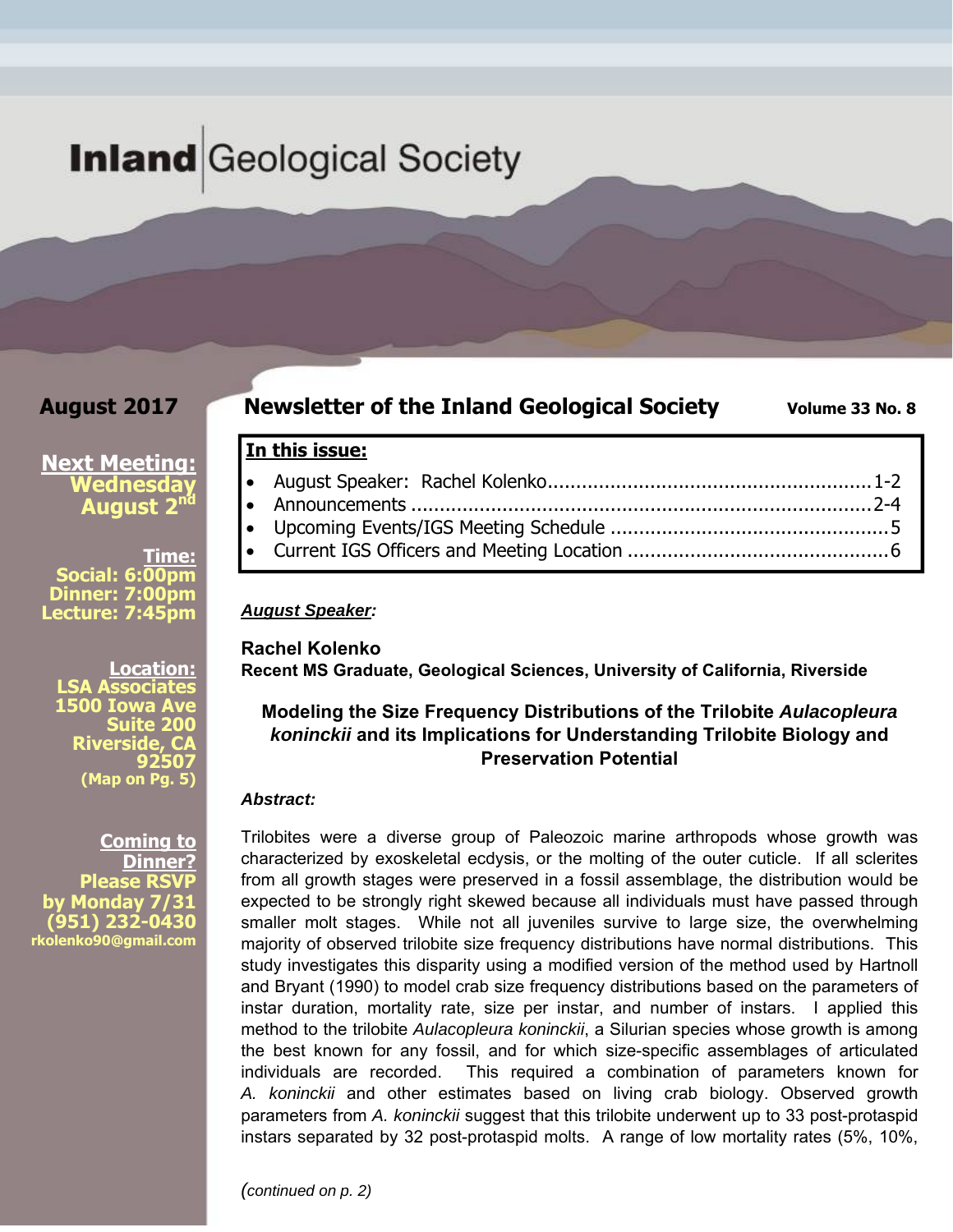# Inland Geological Society

**August 2017**

## Newsletter of the Inland Geological Society

**Volume 33 No. 8**

**Next Meeting:**
**Wednesday August 2nd**

**Time:**
**Social: 6:00pm**
**Dinner: 7:00pm**
**Lecture: 7:45pm**

**Location:**
**LSA Associates**
**1500 Iowa Ave**
**Suite 200**
**Riverside, CA 92507**
**(Map on Pg. 5)**

**Coming to Dinner?**
**Please RSVP by Monday 7/31**
**(951) 232-0430**
**rkolenko90@gmail.com**

**In this issue:**

- August Speaker: Rachel Kolenko........1-2
- Announcements........2-4
- Upcoming Events/IGS Meeting Schedule........5
- Current IGS Officers and Meeting Location........6

***August Speaker:***

**Rachel Kolenko**
**Recent MS Graduate, Geological Sciences, University of California, Riverside**

### Modeling the Size Frequency Distributions of the Trilobite *Aulacopleura koninckii* and its Implications for Understanding Trilobite Biology and Preservation Potential

***Abstract:***

Trilobites were a diverse group of Paleozoic marine arthropods whose growth was characterized by exoskeletal ecdysis, or the molting of the outer cuticle. If all sclerites from all growth stages were preserved in a fossil assemblage, the distribution would be expected to be strongly right skewed because all individuals must have passed through smaller molt stages. While not all juveniles survive to large size, the overwhelming majority of observed trilobite size frequency distributions have normal distributions. This study investigates this disparity using a modified version of the method used by Hartnoll and Bryant (1990) to model crab size frequency distributions based on the parameters of instar duration, mortality rate, size per instar, and number of instars. I applied this method to the trilobite *Aulacopleura koninckii*, a Silurian species whose growth is among the best known for any fossil, and for which size-specific assemblages of articulated individuals are recorded. This required a combination of parameters known for *A. koninckii* and other estimates based on living crab biology. Observed growth parameters from *A. koninckii* suggest that this trilobite underwent up to 33 post-protaspid instars separated by 32 post-protaspid molts. A range of low mortality rates (5%, 10%,

*(continued on p. 2)*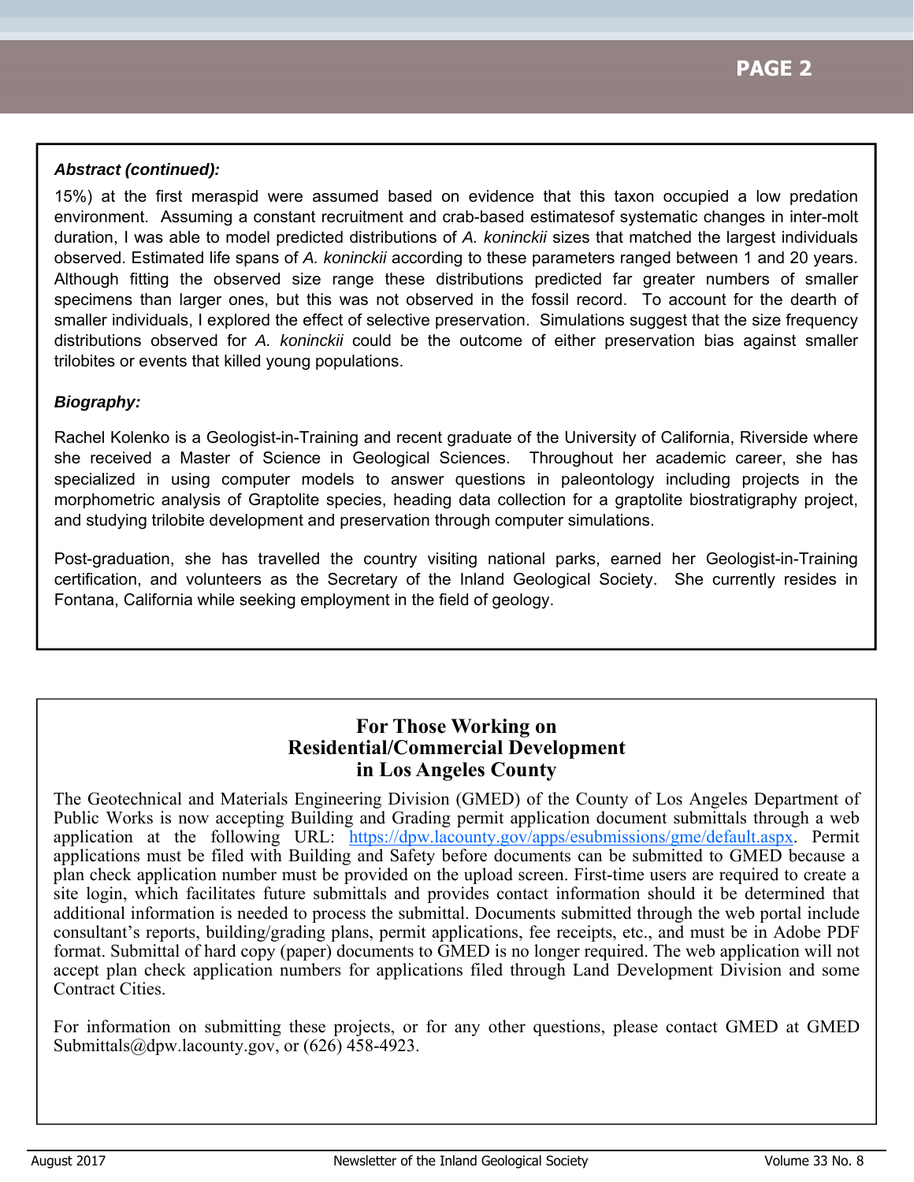***Abstract (continued):***

15%) at the first meraspid were assumed based on evidence that this taxon occupied a low predation environment. Assuming a constant recruitment and crab-based estimatesof systematic changes in inter-molt duration, I was able to model predicted distributions of *A. koninckii* sizes that matched the largest individuals observed. Estimated life spans of *A. koninckii* according to these parameters ranged between 1 and 20 years. Although fitting the observed size range these distributions predicted far greater numbers of smaller specimens than larger ones, but this was not observed in the fossil record. To account for the dearth of smaller individuals, I explored the effect of selective preservation. Simulations suggest that the size frequency distributions observed for *A. koninckii* could be the outcome of either preservation bias against smaller trilobites or events that killed young populations.

***Biography:***

Rachel Kolenko is a Geologist-in-Training and recent graduate of the University of California, Riverside where she received a Master of Science in Geological Sciences. Throughout her academic career, she has specialized in using computer models to answer questions in paleontology including projects in the morphometric analysis of Graptolite species, heading data collection for a graptolite biostratigraphy project, and studying trilobite development and preservation through computer simulations.

Post-graduation, she has travelled the country visiting national parks, earned her Geologist-in-Training certification, and volunteers as the Secretary of the Inland Geological Society. She currently resides in Fontana, California while seeking employment in the field of geology.

## For Those Working on Residential/Commercial Development in Los Angeles County

The Geotechnical and Materials Engineering Division (GMED) of the County of Los Angeles Department of Public Works is now accepting Building and Grading permit application document submittals through a web application at the following URL: https://dpw.lacounty.gov/apps/esubmissions/gme/default.aspx. Permit applications must be filed with Building and Safety before documents can be submitted to GMED because a plan check application number must be provided on the upload screen. First-time users are required to create a site login, which facilitates future submittals and provides contact information should it be determined that additional information is needed to process the submittal. Documents submitted through the web portal include consultant's reports, building/grading plans, permit applications, fee receipts, etc., and must be in Adobe PDF format. Submittal of hard copy (paper) documents to GMED is no longer required. The web application will not accept plan check application numbers for applications filed through Land Development Division and some Contract Cities.

For information on submitting these projects, or for any other questions, please contact GMED at GMED Submittals@dpw.lacounty.gov, or (626) 458-4923.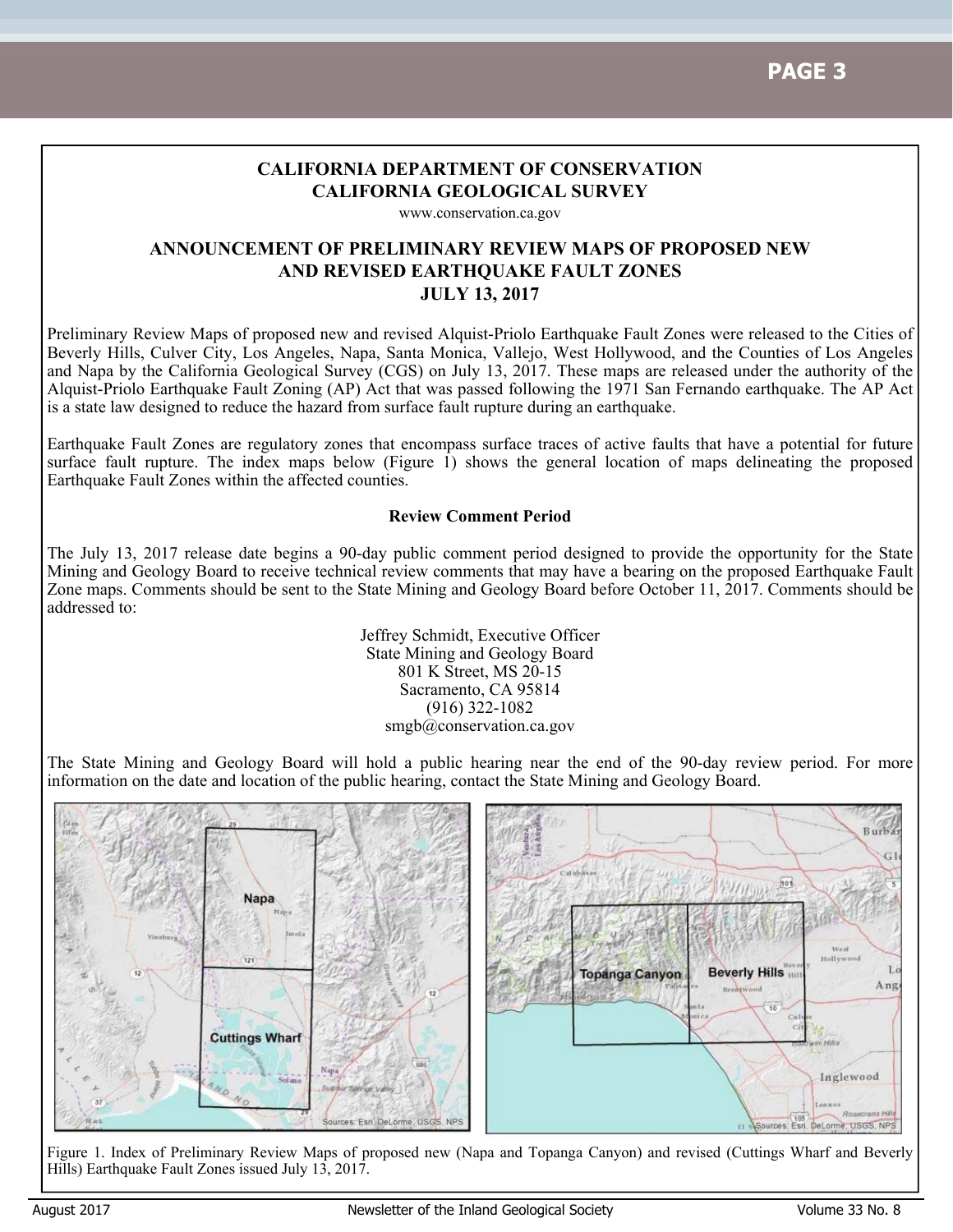## CALIFORNIA DEPARTMENT OF CONSERVATION
## CALIFORNIA GEOLOGICAL SURVEY

www.conservation.ca.gov

### ANNOUNCEMENT OF PRELIMINARY REVIEW MAPS OF PROPOSED NEW AND REVISED EARTHQUAKE FAULT ZONES
### JULY 13, 2017

Preliminary Review Maps of proposed new and revised Alquist-Priolo Earthquake Fault Zones were released to the Cities of Beverly Hills, Culver City, Los Angeles, Napa, Santa Monica, Vallejo, West Hollywood, and the Counties of Los Angeles and Napa by the California Geological Survey (CGS) on July 13, 2017. These maps are released under the authority of the Alquist-Priolo Earthquake Fault Zoning (AP) Act that was passed following the 1971 San Fernando earthquake. The AP Act is a state law designed to reduce the hazard from surface fault rupture during an earthquake.

Earthquake Fault Zones are regulatory zones that encompass surface traces of active faults that have a potential for future surface fault rupture. The index maps below (Figure 1) shows the general location of maps delineating the proposed Earthquake Fault Zones within the affected counties.

**Review Comment Period**

The July 13, 2017 release date begins a 90-day public comment period designed to provide the opportunity for the State Mining and Geology Board to receive technical review comments that may have a bearing on the proposed Earthquake Fault Zone maps. Comments should be sent to the State Mining and Geology Board before October 11, 2017. Comments should be addressed to:

Jeffrey Schmidt, Executive Officer
State Mining and Geology Board
801 K Street, MS 20-15
Sacramento, CA 95814
(916) 322-1082
smgb@conservation.ca.gov

The State Mining and Geology Board will hold a public hearing near the end of the 90-day review period. For more information on the date and location of the public hearing, contact the State Mining and Geology Board.

Figure 1. Index of Preliminary Review Maps of proposed new (Napa and Topanga Canyon) and revised (Cuttings Wharf and Beverly Hills) Earthquake Fault Zones issued July 13, 2017.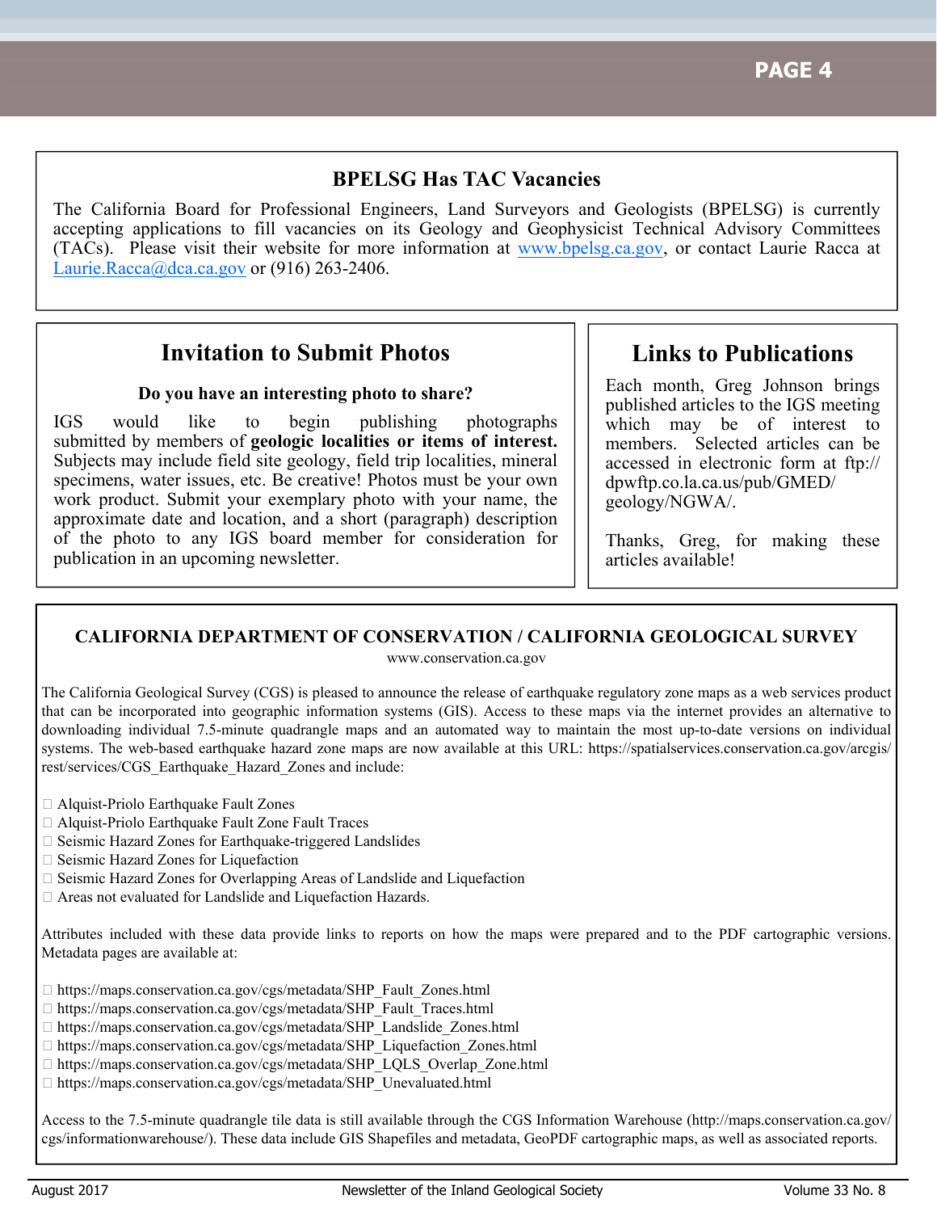## BPELSG Has TAC Vacancies

The California Board for Professional Engineers, Land Surveyors and Geologists (BPELSG) is currently accepting applications to fill vacancies on its Geology and Geophysicist Technical Advisory Committees (TACs). Please visit their website for more information at www.bpelsg.ca.gov, or contact Laurie Racca at Laurie.Racca@dca.ca.gov or (916) 263-2406.

## Invitation to Submit Photos

**Do you have an interesting photo to share?**

IGS would like to begin publishing photographs submitted by members of **geologic localities or items of interest.** Subjects may include field site geology, field trip localities, mineral specimens, water issues, etc. Be creative! Photos must be your own work product. Submit your exemplary photo with your name, the approximate date and location, and a short (paragraph) description of the photo to any IGS board member for consideration for publication in an upcoming newsletter.

## Links to Publications

Each month, Greg Johnson brings published articles to the IGS meeting which may be of interest to members. Selected articles can be accessed in electronic form at ftp://dpwftp.co.la.ca.us/pub/GMED/geology/NGWA/.

Thanks, Greg, for making these articles available!

## CALIFORNIA DEPARTMENT OF CONSERVATION / CALIFORNIA GEOLOGICAL SURVEY

www.conservation.ca.gov

The California Geological Survey (CGS) is pleased to announce the release of earthquake regulatory zone maps as a web services product that can be incorporated into geographic information systems (GIS). Access to these maps via the internet provides an alternative to downloading individual 7.5-minute quadrangle maps and an automated way to maintain the most up-to-date versions on individual systems. The web-based earthquake hazard zone maps are now available at this URL: https://spatialservices.conservation.ca.gov/arcgis/rest/services/CGS_Earthquake_Hazard_Zones and include:

- Alquist-Priolo Earthquake Fault Zones
- Alquist-Priolo Earthquake Fault Zone Fault Traces
- Seismic Hazard Zones for Earthquake-triggered Landslides
- Seismic Hazard Zones for Liquefaction
- Seismic Hazard Zones for Overlapping Areas of Landslide and Liquefaction
- Areas not evaluated for Landslide and Liquefaction Hazards.

Attributes included with these data provide links to reports on how the maps were prepared and to the PDF cartographic versions. Metadata pages are available at:

- https://maps.conservation.ca.gov/cgs/metadata/SHP_Fault_Zones.html
- https://maps.conservation.ca.gov/cgs/metadata/SHP_Fault_Traces.html
- https://maps.conservation.ca.gov/cgs/metadata/SHP_Landslide_Zones.html
- https://maps.conservation.ca.gov/cgs/metadata/SHP_Liquefaction_Zones.html
- https://maps.conservation.ca.gov/cgs/metadata/SHP_LQLS_Overlap_Zone.html
- https://maps.conservation.ca.gov/cgs/metadata/SHP_Unevaluated.html

Access to the 7.5-minute quadrangle tile data is still available through the CGS Information Warehouse (http://maps.conservation.ca.gov/cgs/informationwarehouse/). These data include GIS Shapefiles and metadata, GeoPDF cartographic maps, as well as associated reports.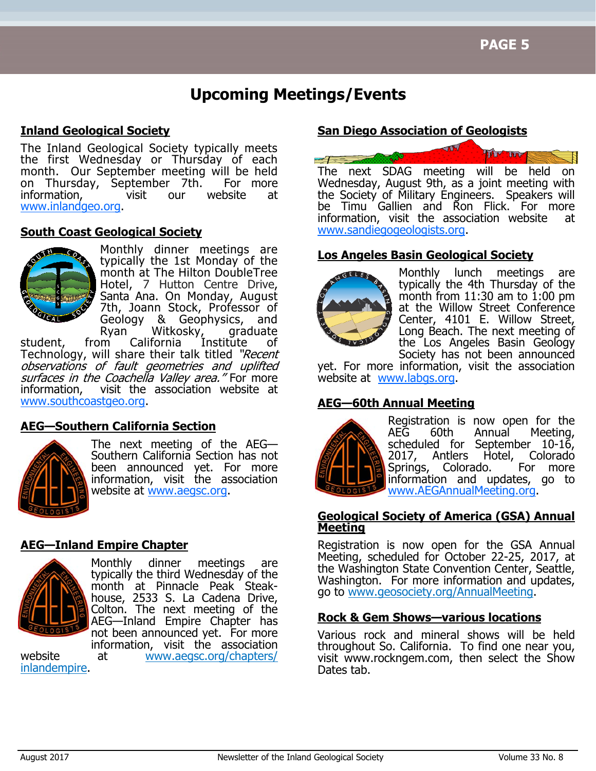# Upcoming Meetings/Events

## Inland Geological Society

The Inland Geological Society typically meets the first Wednesday or Thursday of each month. Our September meeting will be held on Thursday, September 7th. For more information, visit our website at www.inlandgeo.org.

## South Coast Geological Society

Monthly dinner meetings are typically the 1st Monday of the month at The Hilton DoubleTree Hotel, 7 Hutton Centre Drive, Santa Ana. On Monday, August 7th, Joann Stock, Professor of Geology & Geophysics, and Ryan Witkosky, graduate student, from California Institute of Technology, will share their talk titled *"Recent observations of fault geometries and uplifted surfaces in the Coachella Valley area."* For more information, visit the association website at www.southcoastgeo.org.

## AEG—Southern California Section

The next meeting of the AEG—Southern California Section has not been announced yet. For more information, visit the association website at www.aegsc.org.

## AEG—Inland Empire Chapter

Monthly dinner meetings are typically the third Wednesday of the month at Pinnacle Peak Steakhouse, 2533 S. La Cadena Drive, Colton. The next meeting of the AEG—Inland Empire Chapter has not been announced yet. For more information, visit the association website at www.aegsc.org/chapters/inlandempire.

## San Diego Association of Geologists

The next SDAG meeting will be held on Wednesday, August 9th, as a joint meeting with the Society of Military Engineers. Speakers will be Timu Gallien and Ron Flick. For more information, visit the association website at www.sandiegogeologists.org.

## Los Angeles Basin Geological Society

Monthly lunch meetings are typically the 4th Thursday of the month from 11:30 am to 1:00 pm at the Willow Street Conference Center, 4101 E. Willow Street, Long Beach. The next meeting of the Los Angeles Basin Geology Society has not been announced yet. For more information, visit the association website at www.labgs.org.

## AEG—60th Annual Meeting

Registration is now open for the AEG 60th Annual Meeting, scheduled for September 10-16, 2017, Antlers Hotel, Colorado Springs, Colorado. For more information and updates, go to www.AEGAnnualMeeting.org.

## Geological Society of America (GSA) Annual Meeting

Registration is now open for the GSA Annual Meeting, scheduled for October 22-25, 2017, at the Washington State Convention Center, Seattle, Washington. For more information and updates, go to www.geosociety.org/AnnualMeeting.

## Rock & Gem Shows—various locations

Various rock and mineral shows will be held throughout So. California. To find one near you, visit www.rockngem.com, then select the Show Dates tab.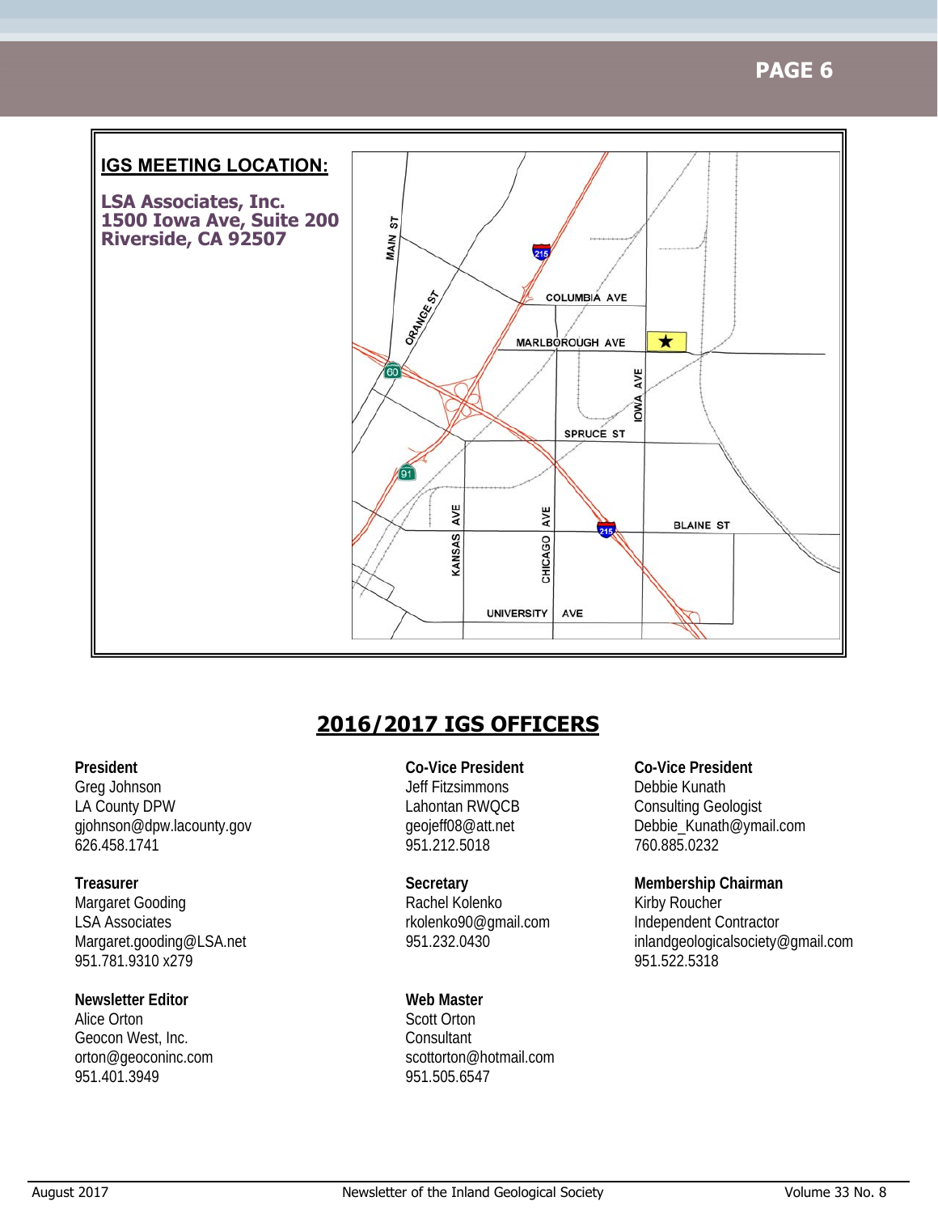## IGS MEETING LOCATION:

**LSA Associates, Inc.**
**1500 Iowa Ave, Suite 200**
**Riverside, CA 92507**

MAIN ST
215
ORANGE ST
COLUMBIA AVE
MARLBOROUGH AVE
60
IOWA AVE
SPRUCE ST
91
KANSAS AVE
CHICAGO AVE
215
BLAINE ST
UNIVERSITY AVE

## 2016/2017 IGS OFFICERS

**President**
Greg Johnson
LA County DPW
gjohnson@dpw.lacounty.gov
626.458.1741

**Co-Vice President**
Jeff Fitzsimmons
Lahontan RWQCB
geojeff08@att.net
951.212.5018

**Co-Vice President**
Debbie Kunath
Consulting Geologist
Debbie_Kunath@ymail.com
760.885.0232

**Treasurer**
Margaret Gooding
LSA Associates
Margaret.gooding@LSA.net
951.781.9310 x279

**Secretary**
Rachel Kolenko
rkolenko90@gmail.com
951.232.0430

**Membership Chairman**
Kirby Roucher
Independent Contractor
inlandgeologicalsociety@gmail.com
951.522.5318

**Newsletter Editor**
Alice Orton
Geocon West, Inc.
orton@geoconinc.com
951.401.3949

**Web Master**
Scott Orton
Consultant
scottorton@hotmail.com
951.505.6547